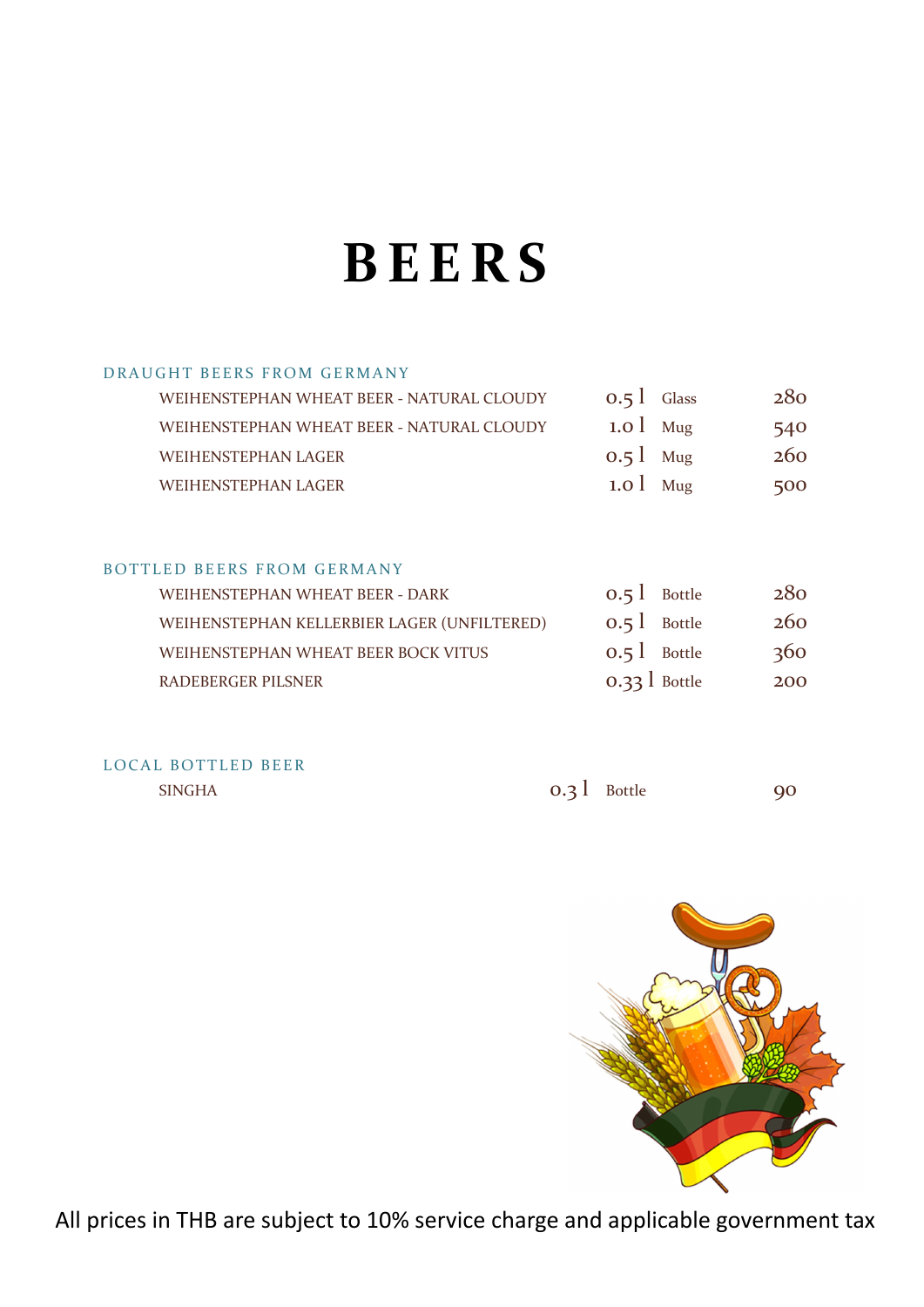# BEERS

## DRAUGHT BEERS FROM GERMANY

| | | | |
|---|---|---|---|
| WEIHENSTEPHAN WHEAT BEER - NATURAL CLOUDY | 0.5 l | Glass | 280 |
| WEIHENSTEPHAN WHEAT BEER - NATURAL CLOUDY | 1.0 l | Mug | 540 |
| WEIHENSTEPHAN LAGER | 0.5 l | Mug | 260 |
| WEIHENSTEPHAN LAGER | 1.0 l | Mug | 500 |

## BOTTLED BEERS FROM GERMANY

| | | | |
|---|---|---|---|
| WEIHENSTEPHAN WHEAT BEER - DARK | 0.5 l | Bottle | 280 |
| WEIHENSTEPHAN KELLERBIER LAGER (UNFILTERED) | 0.5 l | Bottle | 260 |
| WEIHENSTEPHAN WHEAT BEER BOCK VITUS | 0.5 l | Bottle | 360 |
| RADEBERGER PILSNER | 0.33 l | Bottle | 200 |

## LOCAL BOTTLED BEER

| | | | |
|---|---|---|---|
| SINGHA | 0.3 l | Bottle | 90 |

All prices in THB are subject to 10% service charge and applicable government tax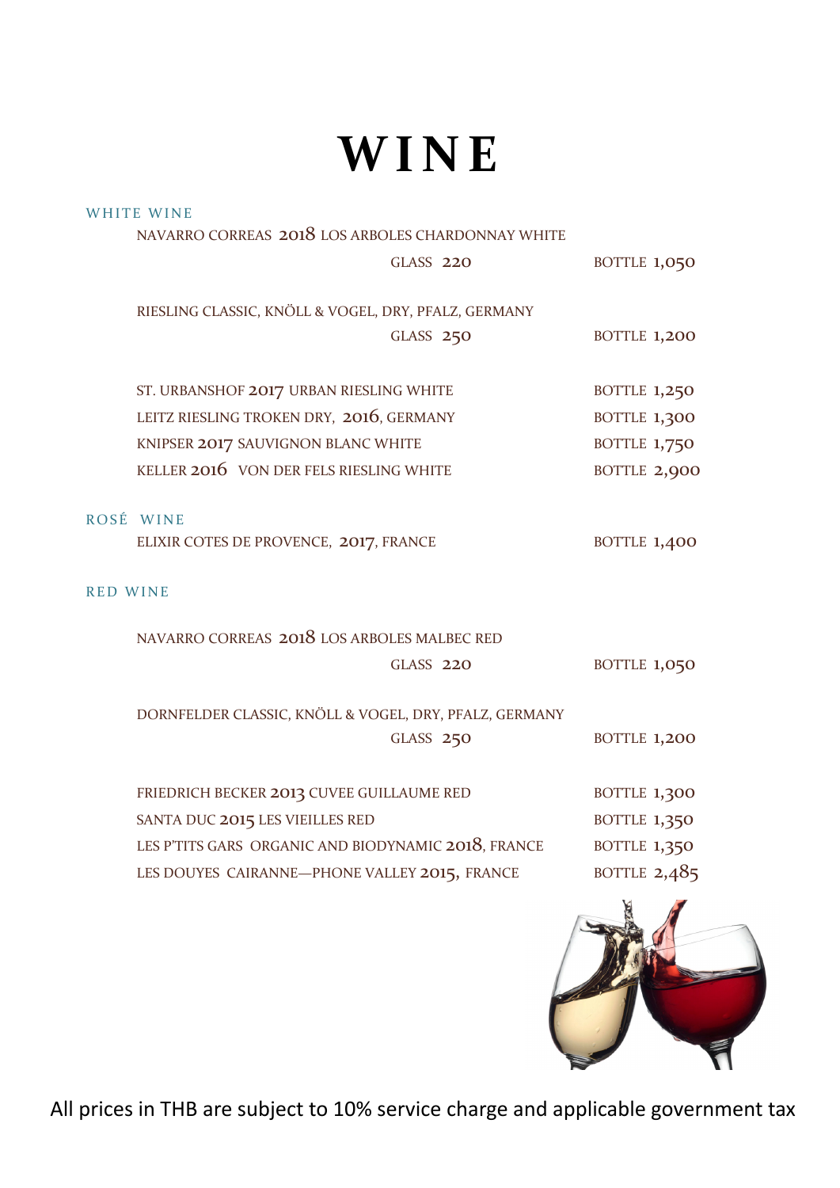# WINE

## WHITE WINE

NAVARRO CORREAS 2018 LOS ARBOLES CHARDONNAY WHITE
GLASS 220 — BOTTLE 1,050

RIESLING CLASSIC, KNÖLL & VOGEL, DRY, PFALZ, GERMANY
GLASS 250 — BOTTLE 1,200

| Wine | Price |
|---|---|
| ST. URBANSHOF 2017 URBAN RIESLING WHITE | BOTTLE 1,250 |
| LEITZ RIESLING TROKEN DRY, 2016, GERMANY | BOTTLE 1,300 |
| KNIPSER 2017 SAUVIGNON BLANC WHITE | BOTTLE 1,750 |
| KELLER 2016 VON DER FELS RIESLING WHITE | BOTTLE 2,900 |

## ROSÉ WINE

| Wine | Price |
|---|---|
| ELIXIR COTES DE PROVENCE, 2017, FRANCE | BOTTLE 1,400 |

## RED WINE

NAVARRO CORREAS 2018 LOS ARBOLES MALBEC RED
GLASS 220 — BOTTLE 1,050

DORNFELDER CLASSIC, KNÖLL & VOGEL, DRY, PFALZ, GERMANY
GLASS 250 — BOTTLE 1,200

| Wine | Price |
|---|---|
| FRIEDRICH BECKER 2013 CUVEE GUILLAUME RED | BOTTLE 1,300 |
| SANTA DUC 2015 LES VIEILLES RED | BOTTLE 1,350 |
| LES P'TITS GARS ORGANIC AND BIODYNAMIC 2018, FRANCE | BOTTLE 1,350 |
| LES DOUYES CAIRANNE—PHONE VALLEY 2015, FRANCE | BOTTLE 2,485 |

All prices in THB are subject to 10% service charge and applicable government tax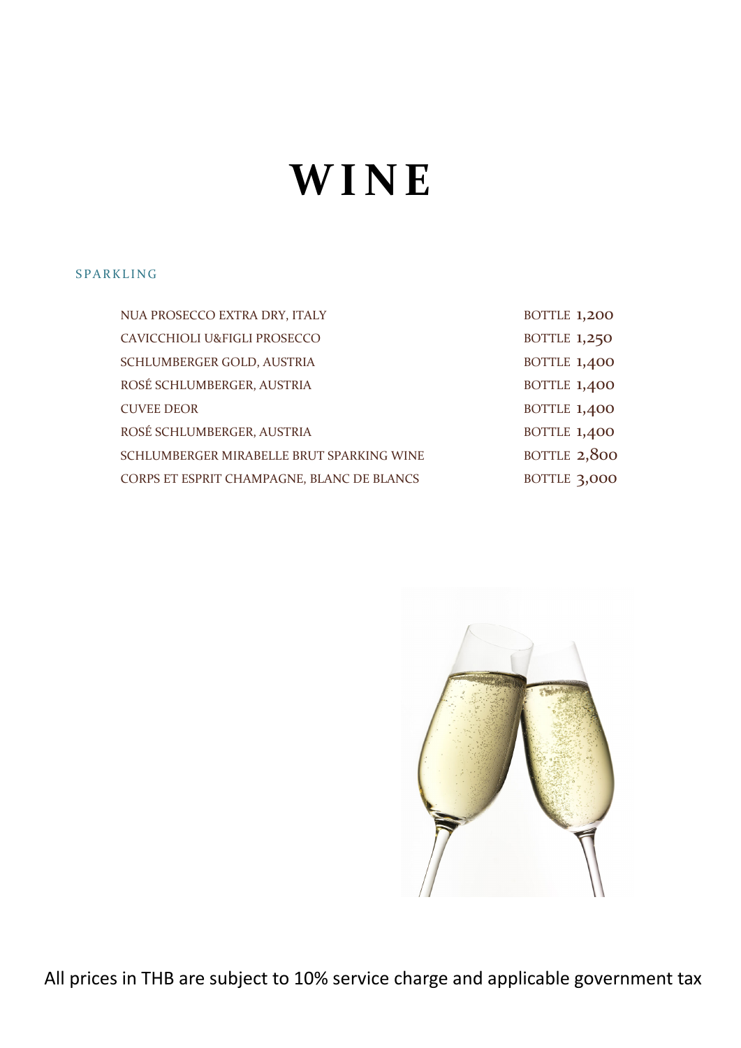# WINE

## SPARKLING

| | |
|---|---|
| NUA PROSECCO EXTRA DRY, ITALY | BOTTLE 1,200 |
| CAVICCHIOLI U&FIGLI PROSECCO | BOTTLE 1,250 |
| SCHLUMBERGER GOLD, AUSTRIA | BOTTLE 1,400 |
| ROSÉ SCHLUMBERGER, AUSTRIA | BOTTLE 1,400 |
| CUVEE DEOR | BOTTLE 1,400 |
| ROSÉ SCHLUMBERGER, AUSTRIA | BOTTLE 1,400 |
| SCHLUMBERGER MIRABELLE BRUT SPARKING WINE | BOTTLE 2,800 |
| CORPS ET ESPRIT CHAMPAGNE, BLANC DE BLANCS | BOTTLE 3,000 |

All prices in THB are subject to 10% service charge and applicable government tax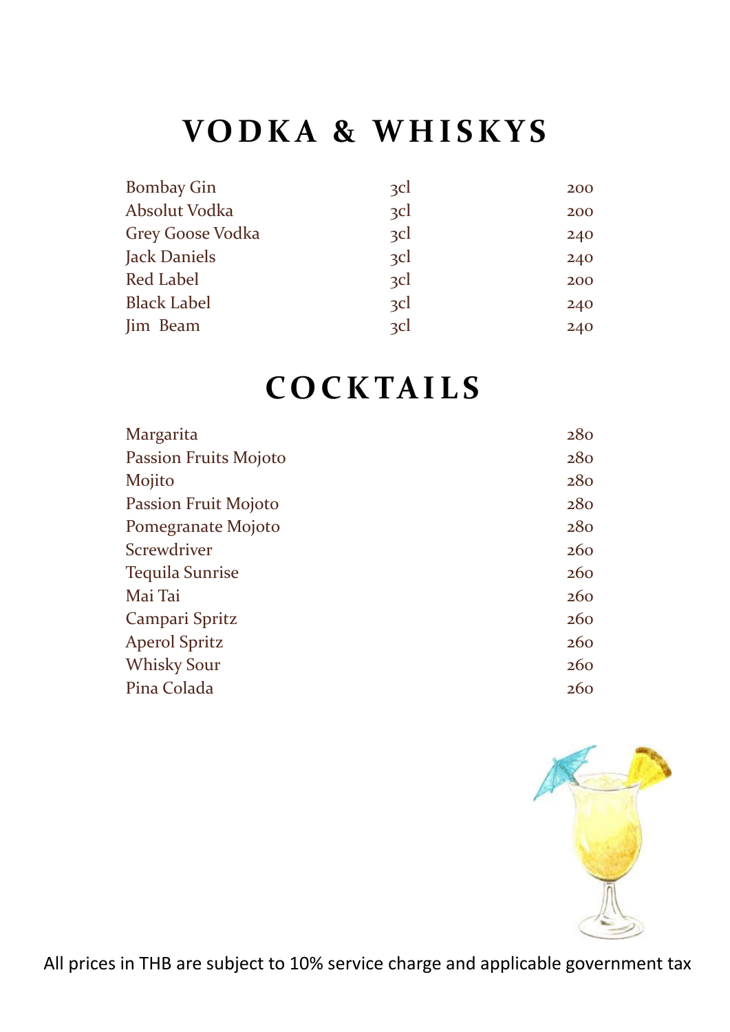# VODKA & WHISKYS

| | | |
|---|---|---|
| Bombay Gin | 3cl | 200 |
| Absolut Vodka | 3cl | 200 |
| Grey Goose Vodka | 3cl | 240 |
| Jack Daniels | 3cl | 240 |
| Red Label | 3cl | 200 |
| Black Label | 3cl | 240 |
| Jim  Beam | 3cl | 240 |

# COCKTAILS

| | |
|---|---|
| Margarita | 280 |
| Passion Fruits Mojoto | 280 |
| Mojito | 280 |
| Passion Fruit Mojoto | 280 |
| Pomegranate Mojoto | 280 |
| Screwdriver | 260 |
| Tequila Sunrise | 260 |
| Mai Tai | 260 |
| Campari Spritz | 260 |
| Aperol Spritz | 260 |
| Whisky Sour | 260 |
| Pina Colada | 260 |

All prices in THB are subject to 10% service charge and applicable government tax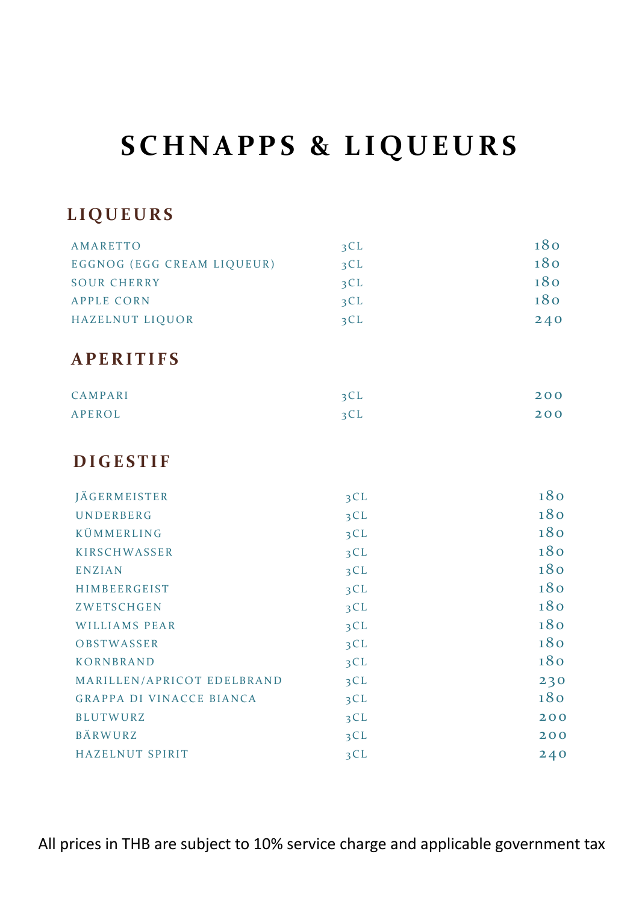# SCHNAPPS & LIQUEURS

## LIQUEURS

| | | |
|---|---|---|
| AMARETTO | 3CL | 180 |
| EGGNOG (EGG CREAM LIQUEUR) | 3CL | 180 |
| SOUR CHERRY | 3CL | 180 |
| APPLE CORN | 3CL | 180 |
| HAZELNUT LIQUOR | 3CL | 240 |

## APERITIFS

| | | |
|---|---|---|
| CAMPARI | 3CL | 200 |
| APEROL | 3CL | 200 |

## DIGESTIF

| | | |
|---|---|---|
| JÄGERMEISTER | 3CL | 180 |
| UNDERBERG | 3CL | 180 |
| KÜMMERLING | 3CL | 180 |
| KIRSCHWASSER | 3CL | 180 |
| ENZIAN | 3CL | 180 |
| HIMBEERGEIST | 3CL | 180 |
| ZWETSCHGEN | 3CL | 180 |
| WILLIAMS PEAR | 3CL | 180 |
| OBSTWASSER | 3CL | 180 |
| KORNBRAND | 3CL | 180 |
| MARILLEN/APRICOT EDELBRAND | 3CL | 230 |
| GRAPPA DI VINACCE BIANCA | 3CL | 180 |
| BLUTWURZ | 3CL | 200 |
| BÄRWURZ | 3CL | 200 |
| HAZELNUT SPIRIT | 3CL | 240 |

All prices in THB are subject to 10% service charge and applicable government tax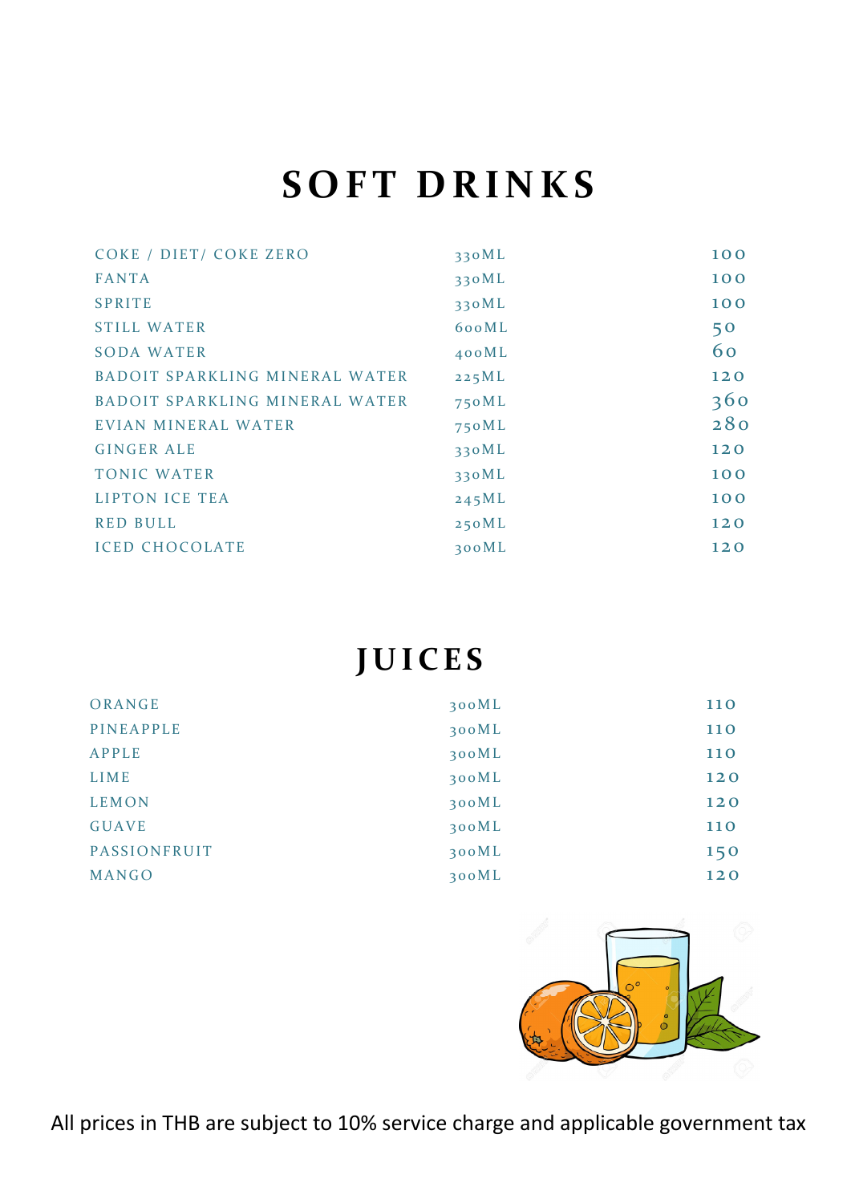# SOFT DRINKS

| Item | Size | Price |
|---|---|---|
| COKE / DIET/ COKE ZERO | 330ML | 100 |
| FANTA | 330ML | 100 |
| SPRITE | 330ML | 100 |
| STILL WATER | 600ML | 50 |
| SODA WATER | 400ML | 60 |
| BADOIT SPARKLING MINERAL WATER | 225ML | 120 |
| BADOIT SPARKLING MINERAL WATER | 750ML | 360 |
| EVIAN MINERAL WATER | 750ML | 280 |
| GINGER ALE | 330ML | 120 |
| TONIC WATER | 330ML | 100 |
| LIPTON ICE TEA | 245ML | 100 |
| RED BULL | 250ML | 120 |
| ICED CHOCOLATE | 300ML | 120 |

# JUICES

| Item | Size | Price |
|---|---|---|
| ORANGE | 300ML | 110 |
| PINEAPPLE | 300ML | 110 |
| APPLE | 300ML | 110 |
| LIME | 300ML | 120 |
| LEMON | 300ML | 120 |
| GUAVE | 300ML | 110 |
| PASSIONFRUIT | 300ML | 150 |
| MANGO | 300ML | 120 |

All prices in THB are subject to 10% service charge and applicable government tax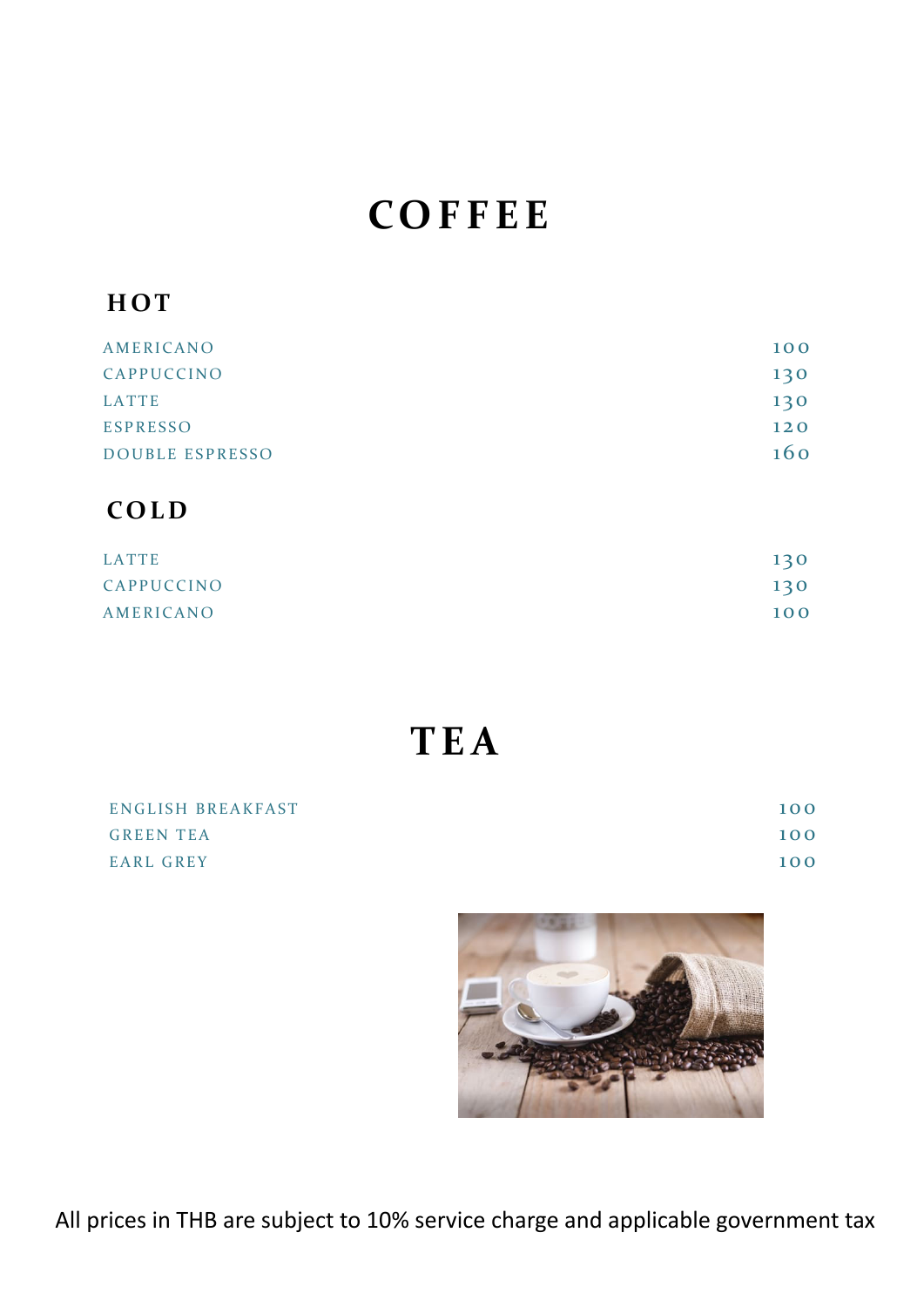# COFFEE

## HOT

| | |
|---|---|
| AMERICANO | 100 |
| CAPPUCCINO | 130 |
| LATTE | 130 |
| ESPRESSO | 120 |
| DOUBLE ESPRESSO | 160 |

## COLD

| | |
|---|---|
| LATTE | 130 |
| CAPPUCCINO | 130 |
| AMERICANO | 100 |

# TEA

| | |
|---|---|
| ENGLISH BREAKFAST | 100 |
| GREEN TEA | 100 |
| EARL GREY | 100 |

All prices in THB are subject to 10% service charge and applicable government tax